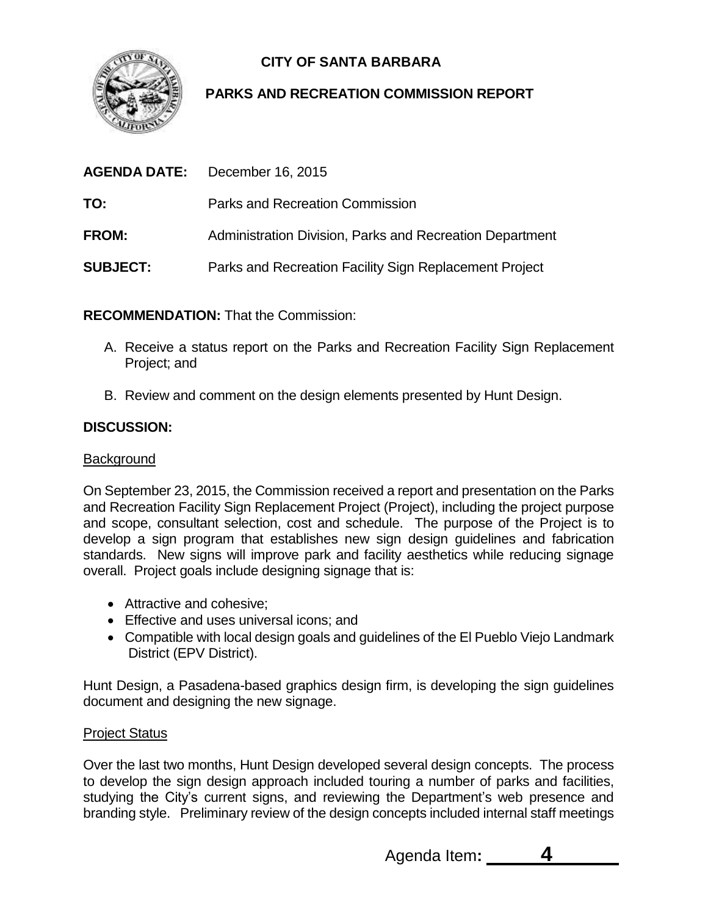# CITY OF SANTA BARBARA

## PARKS AND RECREATION COMMISSION REPORT

**AGENDA DATE:** December 16, 2015

**TO:** Parks and Recreation Commission

**FROM:** Administration Division, Parks and Recreation Department

**SUBJECT:** Parks and Recreation Facility Sign Replacement Project

**RECOMMENDATION:** That the Commission:

A. Receive a status report on the Parks and Recreation Facility Sign Replacement Project; and

B. Review and comment on the design elements presented by Hunt Design.

**DISCUSSION:**

Background

On September 23, 2015, the Commission received a report and presentation on the Parks and Recreation Facility Sign Replacement Project (Project), including the project purpose and scope, consultant selection, cost and schedule. The purpose of the Project is to develop a sign program that establishes new sign design guidelines and fabrication standards. New signs will improve park and facility aesthetics while reducing signage overall. Project goals include designing signage that is:

- Attractive and cohesive;
- Effective and uses universal icons; and
- Compatible with local design goals and guidelines of the El Pueblo Viejo Landmark District (EPV District).

Hunt Design, a Pasadena-based graphics design firm, is developing the sign guidelines document and designing the new signage.

Project Status

Over the last two months, Hunt Design developed several design concepts. The process to develop the sign design approach included touring a number of parks and facilities, studying the City's current signs, and reviewing the Department's web presence and branding style. Preliminary review of the design concepts included internal staff meetings

Agenda Item: 4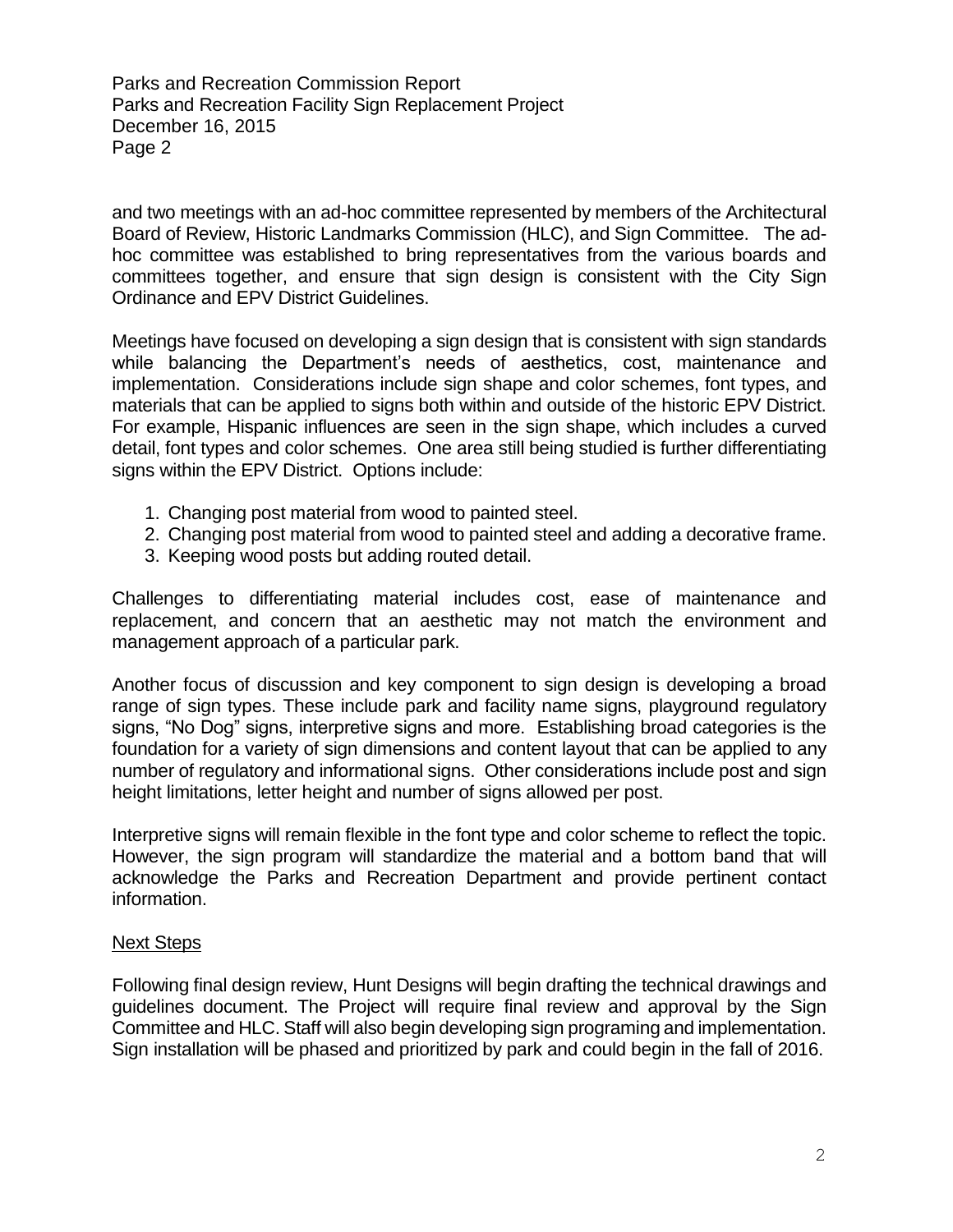and two meetings with an ad-hoc committee represented by members of the Architectural Board of Review, Historic Landmarks Commission (HLC), and Sign Committee. The ad-hoc committee was established to bring representatives from the various boards and committees together, and ensure that sign design is consistent with the City Sign Ordinance and EPV District Guidelines.

Meetings have focused on developing a sign design that is consistent with sign standards while balancing the Department's needs of aesthetics, cost, maintenance and implementation. Considerations include sign shape and color schemes, font types, and materials that can be applied to signs both within and outside of the historic EPV District. For example, Hispanic influences are seen in the sign shape, which includes a curved detail, font types and color schemes. One area still being studied is further differentiating signs within the EPV District. Options include:

1. Changing post material from wood to painted steel.
2. Changing post material from wood to painted steel and adding a decorative frame.
3. Keeping wood posts but adding routed detail.

Challenges to differentiating material includes cost, ease of maintenance and replacement, and concern that an aesthetic may not match the environment and management approach of a particular park.

Another focus of discussion and key component to sign design is developing a broad range of sign types. These include park and facility name signs, playground regulatory signs, "No Dog" signs, interpretive signs and more. Establishing broad categories is the foundation for a variety of sign dimensions and content layout that can be applied to any number of regulatory and informational signs. Other considerations include post and sign height limitations, letter height and number of signs allowed per post.

Interpretive signs will remain flexible in the font type and color scheme to reflect the topic. However, the sign program will standardize the material and a bottom band that will acknowledge the Parks and Recreation Department and provide pertinent contact information.

## Next Steps

Following final design review, Hunt Designs will begin drafting the technical drawings and guidelines document. The Project will require final review and approval by the Sign Committee and HLC. Staff will also begin developing sign programing and implementation. Sign installation will be phased and prioritized by park and could begin in the fall of 2016.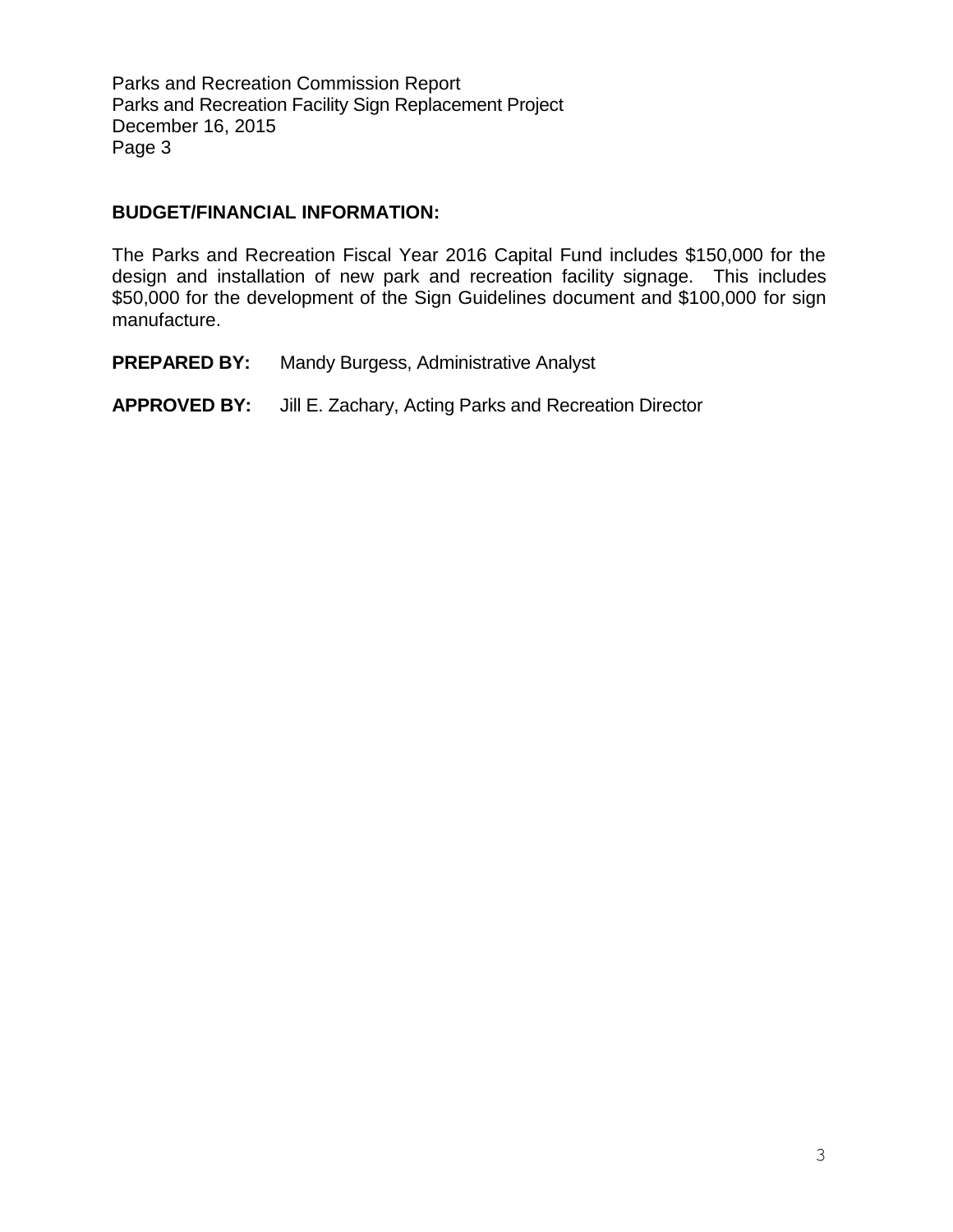## BUDGET/FINANCIAL INFORMATION:

The Parks and Recreation Fiscal Year 2016 Capital Fund includes $150,000 for the design and installation of new park and recreation facility signage. This includes $50,000 for the development of the Sign Guidelines document and $100,000 for sign manufacture.

**PREPARED BY:** Mandy Burgess, Administrative Analyst

**APPROVED BY:** Jill E. Zachary, Acting Parks and Recreation Director